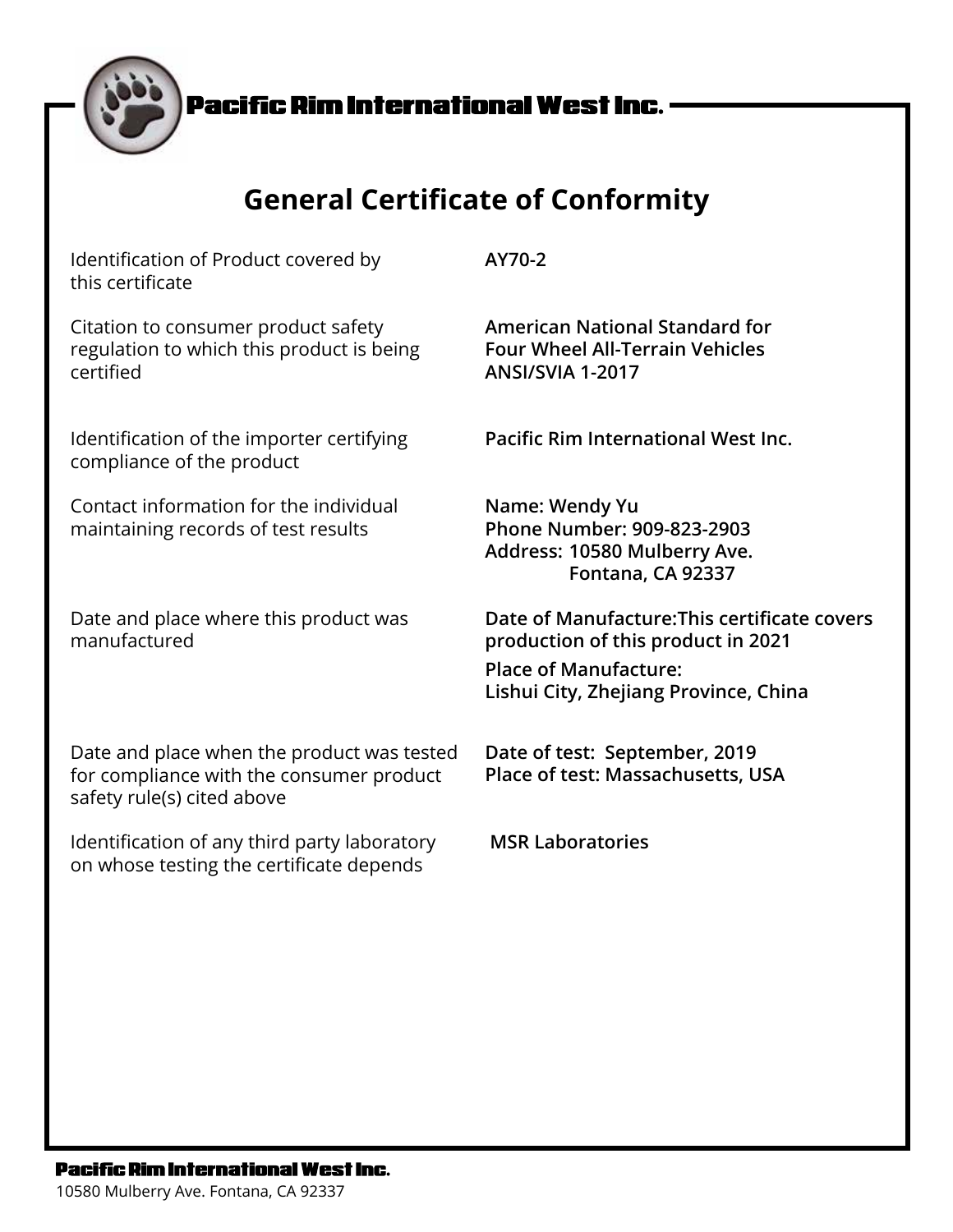Pacific Rim International West Inc.

# General Certificate of Conformity

| | |
|---|---|
| Identification of Product covered by this certificate | **AY70-2** |
| Citation to consumer product safety regulation to which this product is being certified | **American National Standard for Four Wheel All-Terrain Vehicles ANSI/SVIA 1-2017** |
| Identification of the importer certifying compliance of the product | **Pacific Rim International West Inc.** |
| Contact information for the individual maintaining records of test results | **Name: Wendy Yu**<br>**Phone Number: 909-823-2903**<br>**Address: 10580 Mulberry Ave. Fontana, CA 92337** |
| Date and place where this product was manufactured | **Date of Manufacture:This certificate covers production of this product in 2021**<br>**Place of Manufacture: Lishui City, Zhejiang Province, China** |
| Date and place when the product was tested for compliance with the consumer product safety rule(s) cited above | **Date of test: September, 2019**<br>**Place of test: Massachusetts, USA** |
| Identification of any third party laboratory on whose testing the certificate depends | **MSR Laboratories** |

**Pacific Rim International West Inc.**

10580 Mulberry Ave. Fontana, CA 92337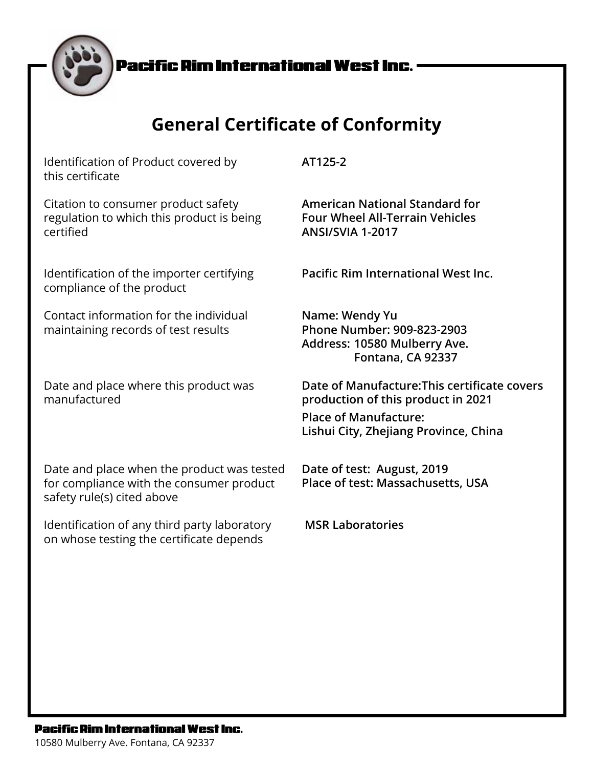Pacific Rim International West Inc.

# General Certificate of Conformity

| | |
|---|---|
| Identification of Product covered by this certificate | **AT125-2** |
| Citation to consumer product safety regulation to which this product is being certified | **American National Standard for Four Wheel All-Terrain Vehicles ANSI/SVIA 1-2017** |
| Identification of the importer certifying compliance of the product | **Pacific Rim International West Inc.** |
| Contact information for the individual maintaining records of test results | **Name: Wendy Yu**<br>**Phone Number: 909-823-2903**<br>**Address: 10580 Mulberry Ave. Fontana, CA 92337** |
| Date and place where this product was manufactured | **Date of Manufacture:This certificate covers production of this product in 2021**<br>**Place of Manufacture: Lishui City, Zhejiang Province, China** |
| Date and place when the product was tested for compliance with the consumer product safety rule(s) cited above | **Date of test: August, 2019**<br>**Place of test: Massachusetts, USA** |
| Identification of any third party laboratory on whose testing the certificate depends | **MSR Laboratories** |

**Pacific Rim International West Inc.**
10580 Mulberry Ave. Fontana, CA 92337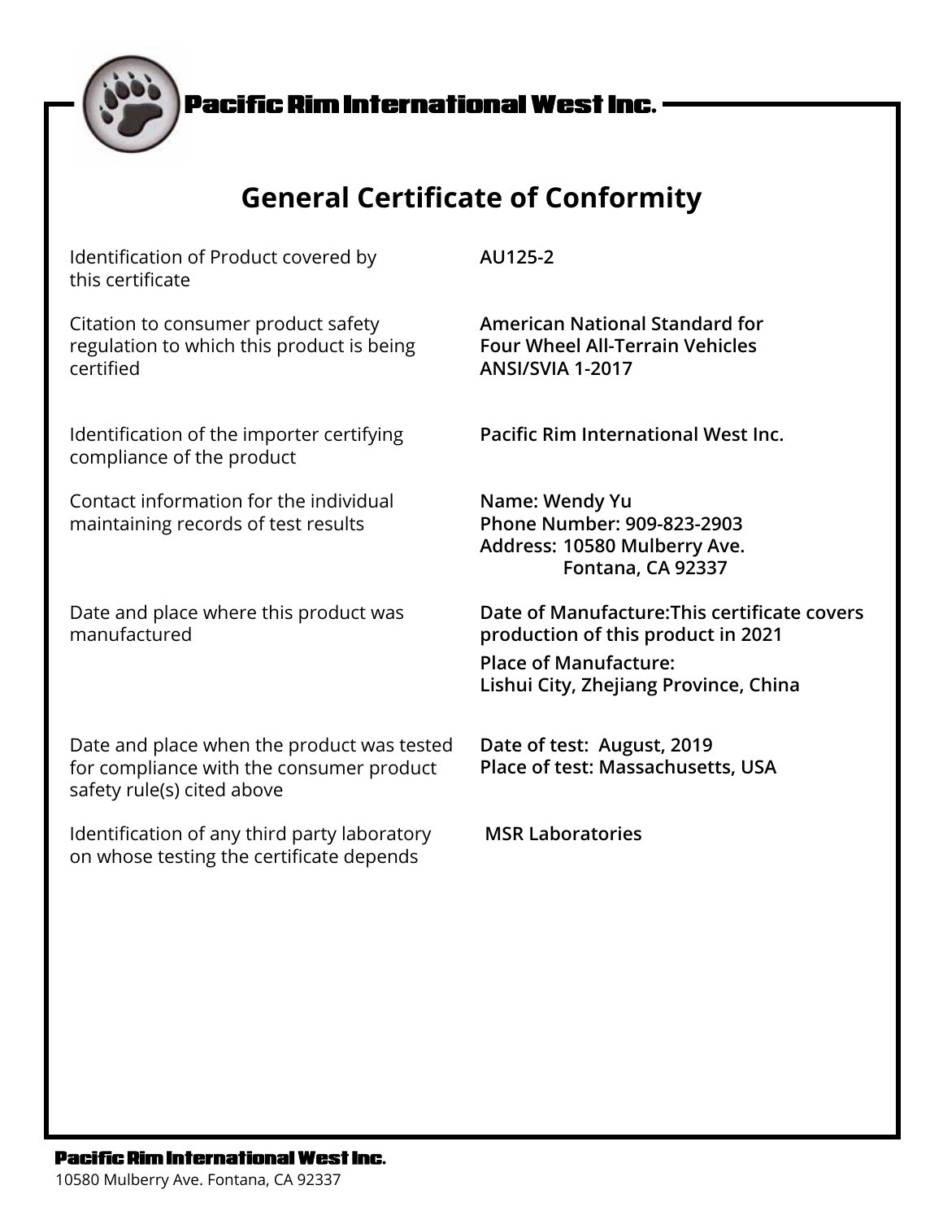Pacific Rim International West Inc.

# General Certificate of Conformity

| | |
|---|---|
| Identification of Product covered by this certificate | **AU125-2** |
| Citation to consumer product safety regulation to which this product is being certified | **American National Standard for Four Wheel All-Terrain Vehicles ANSI/SVIA 1-2017** |
| Identification of the importer certifying compliance of the product | **Pacific Rim International West Inc.** |
| Contact information for the individual maintaining records of test results | **Name: Wendy Yu**<br>**Phone Number: 909-823-2903**<br>**Address: 10580 Mulberry Ave. Fontana, CA 92337** |
| Date and place where this product was manufactured | **Date of Manufacture:This certificate covers production of this product in 2021**<br>**Place of Manufacture: Lishui City, Zhejiang Province, China** |
| Date and place when the product was tested for compliance with the consumer product safety rule(s) cited above | **Date of test: August, 2019**<br>**Place of test: Massachusetts, USA** |
| Identification of any third party laboratory on whose testing the certificate depends | **MSR Laboratories** |

**Pacific Rim International West Inc.**
10580 Mulberry Ave. Fontana, CA 92337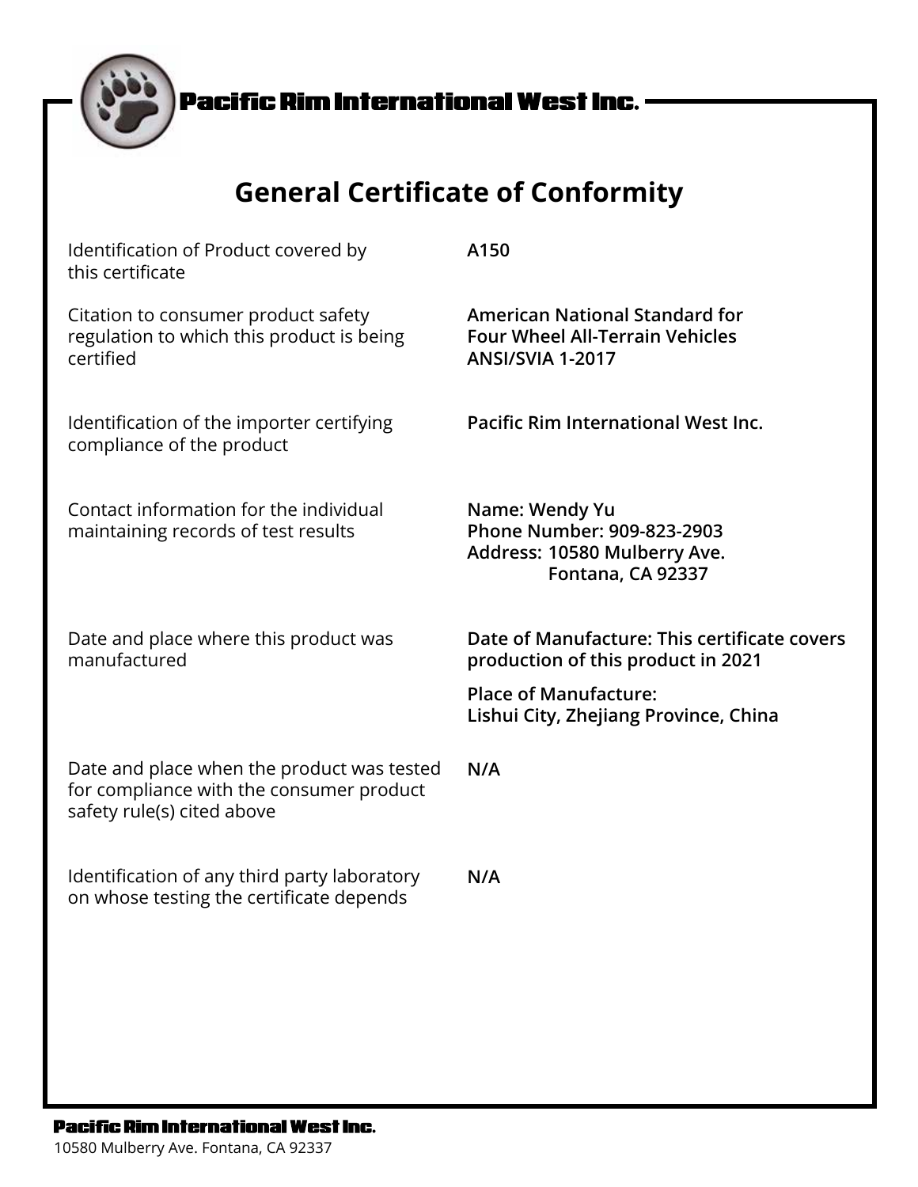**Pacific Rim International West Inc.**

# General Certificate of Conformity

| | |
|---|---|
| Identification of Product covered by this certificate | **A150** |
| Citation to consumer product safety regulation to which this product is being certified | **American National Standard for Four Wheel All-Terrain Vehicles ANSI/SVIA 1-2017** |
| Identification of the importer certifying compliance of the product | **Pacific Rim International West Inc.** |
| Contact information for the individual maintaining records of test results | **Name: Wendy Yu**<br>**Phone Number: 909-823-2903**<br>**Address: 10580 Mulberry Ave. Fontana, CA 92337** |
| Date and place where this product was manufactured | **Date of Manufacture: This certificate covers production of this product in 2021**<br>**Place of Manufacture: Lishui City, Zhejiang Province, China** |
| Date and place when the product was tested for compliance with the consumer product safety rule(s) cited above | **N/A** |
| Identification of any third party laboratory on whose testing the certificate depends | **N/A** |

**Pacific Rim International West Inc.**
10580 Mulberry Ave. Fontana, CA 92337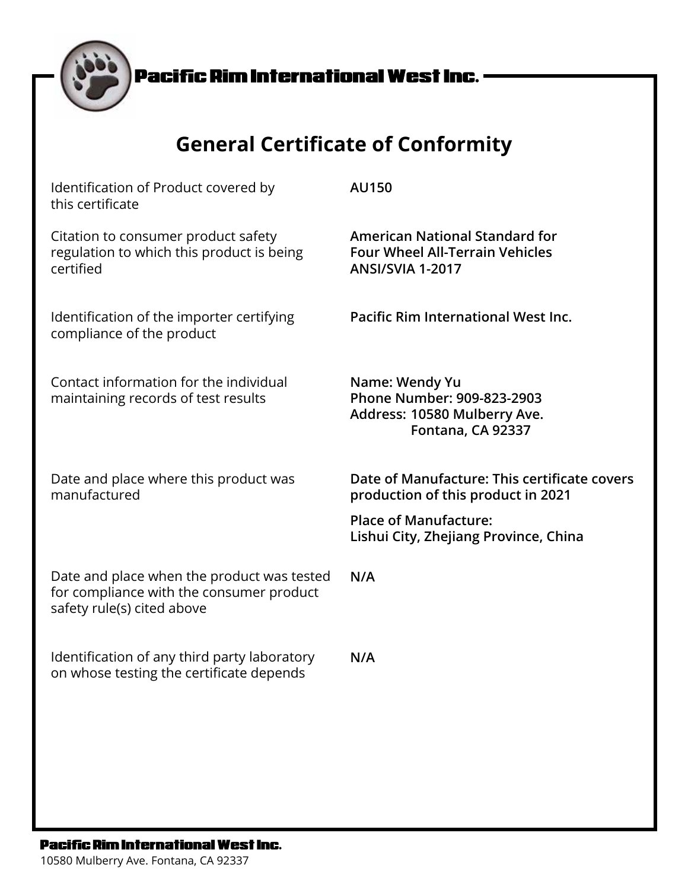Pacific Rim International West Inc.

# General Certificate of Conformity

| | |
|---|---|
| Identification of Product covered by this certificate | **AU150** |
| Citation to consumer product safety regulation to which this product is being certified | **American National Standard for Four Wheel All-Terrain Vehicles ANSI/SVIA 1-2017** |
| Identification of the importer certifying compliance of the product | **Pacific Rim International West Inc.** |
| Contact information for the individual maintaining records of test results | **Name: Wendy Yu**<br>**Phone Number: 909-823-2903**<br>**Address: 10580 Mulberry Ave. Fontana, CA 92337** |
| Date and place where this product was manufactured | **Date of Manufacture: This certificate covers production of this product in 2021**<br>**Place of Manufacture: Lishui City, Zhejiang Province, China** |
| Date and place when the product was tested for compliance with the consumer product safety rule(s) cited above | **N/A** |
| Identification of any third party laboratory on whose testing the certificate depends | **N/A** |

**Pacific Rim International West Inc.**
10580 Mulberry Ave. Fontana, CA 92337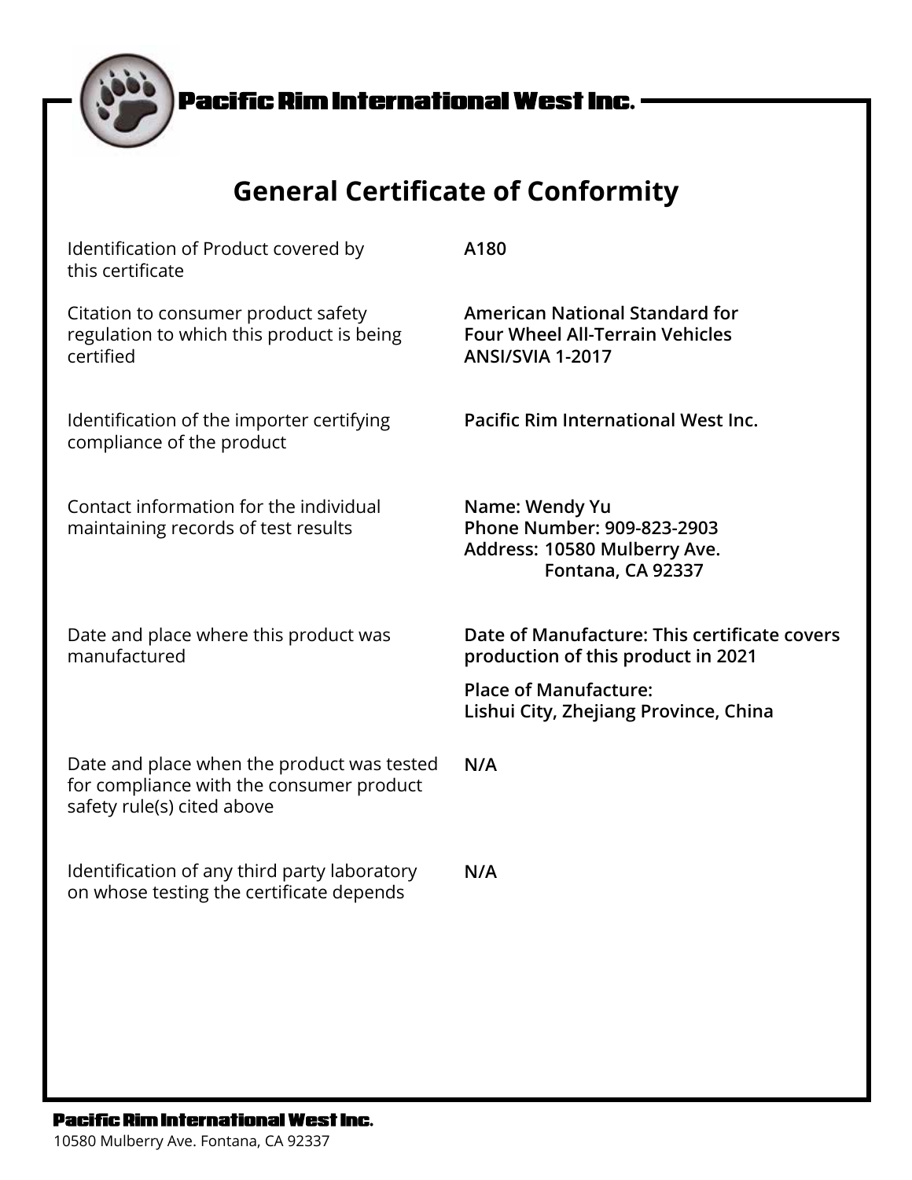Pacific Rim International West Inc.

# General Certificate of Conformity

| | |
|---|---|
| Identification of Product covered by this certificate | **A180** |
| Citation to consumer product safety regulation to which this product is being certified | **American National Standard for Four Wheel All-Terrain Vehicles ANSI/SVIA 1-2017** |
| Identification of the importer certifying compliance of the product | **Pacific Rim International West Inc.** |
| Contact information for the individual maintaining records of test results | **Name: Wendy Yu**<br>**Phone Number: 909-823-2903**<br>**Address: 10580 Mulberry Ave. Fontana, CA 92337** |
| Date and place where this product was manufactured | **Date of Manufacture: This certificate covers production of this product in 2021**<br>**Place of Manufacture: Lishui City, Zhejiang Province, China** |
| Date and place when the product was tested for compliance with the consumer product safety rule(s) cited above | **N/A** |
| Identification of any third party laboratory on whose testing the certificate depends | **N/A** |

**Pacific Rim International West Inc.**
10580 Mulberry Ave. Fontana, CA 92337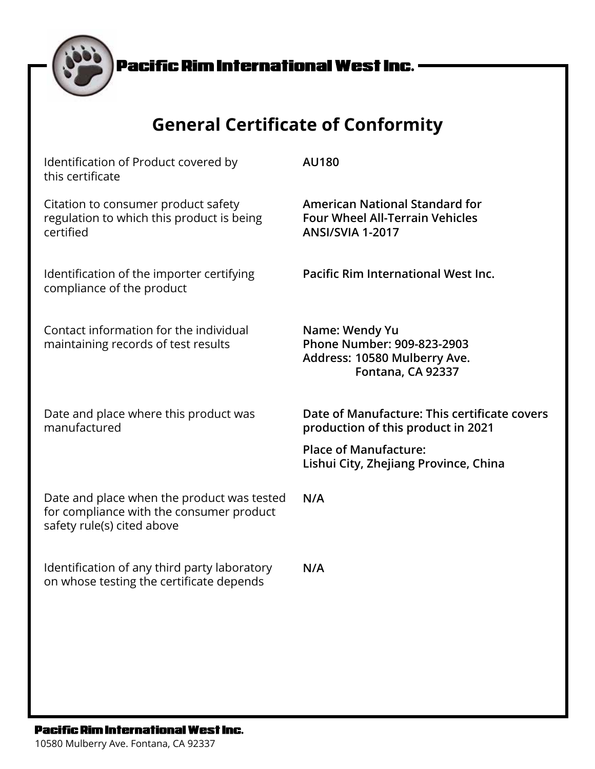Pacific Rim International West Inc.

# General Certificate of Conformity

| | |
|---|---|
| Identification of Product covered by this certificate | **AU180** |
| Citation to consumer product safety regulation to which this product is being certified | **American National Standard for Four Wheel All-Terrain Vehicles ANSI/SVIA 1-2017** |
| Identification of the importer certifying compliance of the product | **Pacific Rim International West Inc.** |
| Contact information for the individual maintaining records of test results | **Name: Wendy Yu**<br>**Phone Number: 909-823-2903**<br>**Address: 10580 Mulberry Ave. Fontana, CA 92337** |
| Date and place where this product was manufactured | **Date of Manufacture: This certificate covers production of this product in 2021**<br>**Place of Manufacture: Lishui City, Zhejiang Province, China** |
| Date and place when the product was tested for compliance with the consumer product safety rule(s) cited above | **N/A** |
| Identification of any third party laboratory on whose testing the certificate depends | **N/A** |

Pacific Rim International West Inc.
10580 Mulberry Ave. Fontana, CA 92337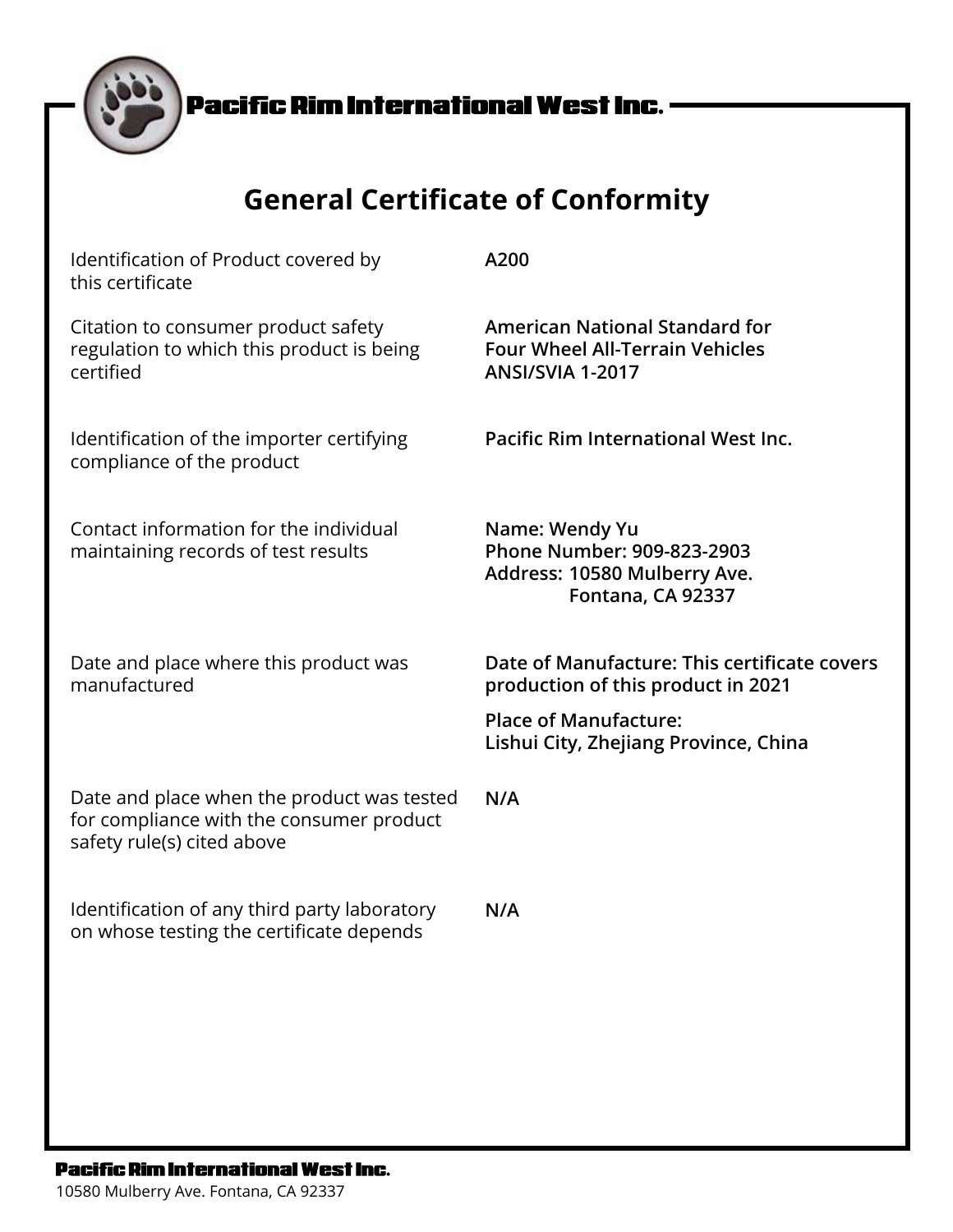Pacific Rim International West Inc.

# General Certificate of Conformity

| | |
|---|---|
| Identification of Product covered by this certificate | **A200** |
| Citation to consumer product safety regulation to which this product is being certified | **American National Standard for Four Wheel All-Terrain Vehicles ANSI/SVIA 1-2017** |
| Identification of the importer certifying compliance of the product | **Pacific Rim International West Inc.** |
| Contact information for the individual maintaining records of test results | **Name: Wendy Yu**<br>**Phone Number: 909-823-2903**<br>**Address: 10580 Mulberry Ave. Fontana, CA 92337** |
| Date and place where this product was manufactured | **Date of Manufacture: This certificate covers production of this product in 2021**<br>**Place of Manufacture: Lishui City, Zhejiang Province, China** |
| Date and place when the product was tested for compliance with the consumer product safety rule(s) cited above | **N/A** |
| Identification of any third party laboratory on whose testing the certificate depends | **N/A** |

**Pacific Rim International West Inc.**
10580 Mulberry Ave. Fontana, CA 92337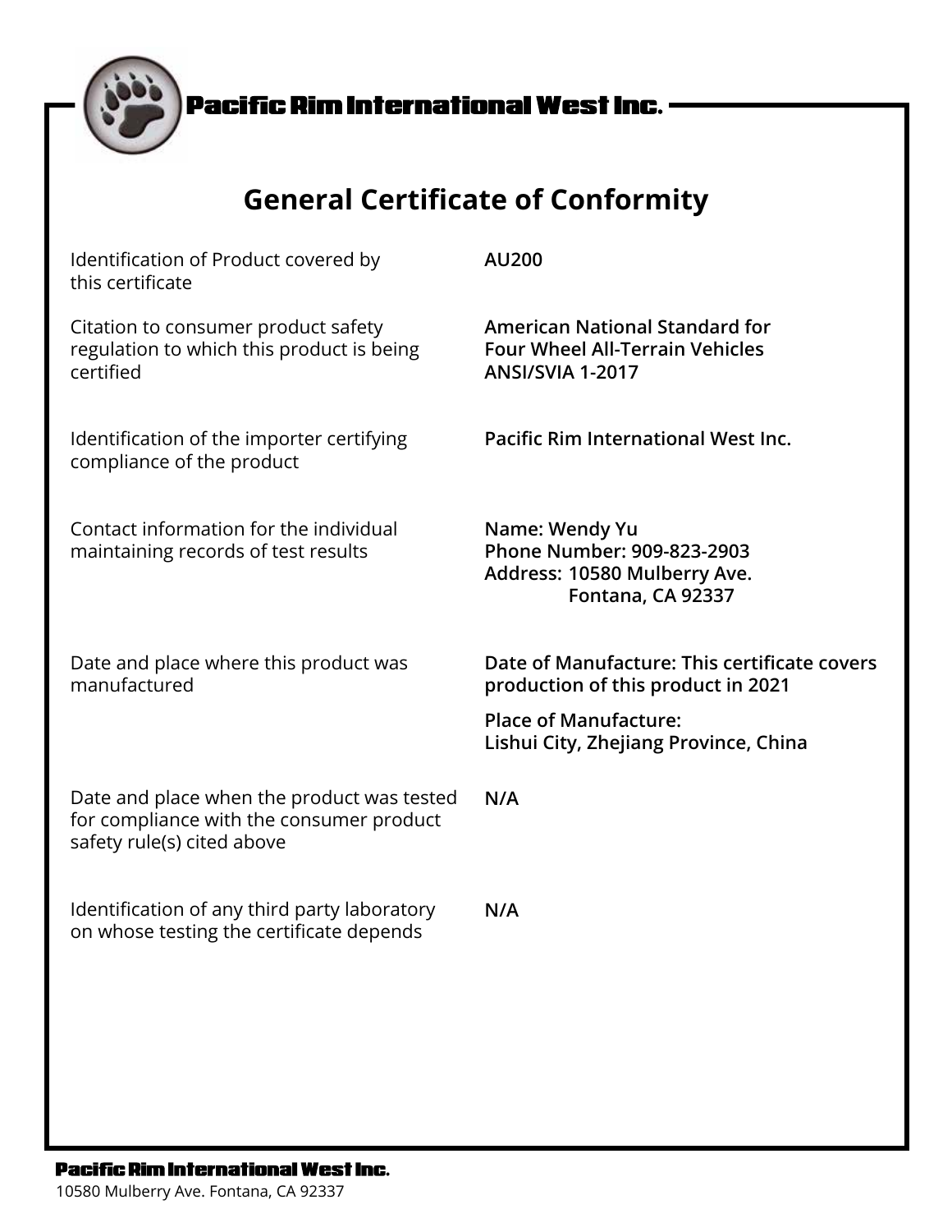Pacific Rim International West Inc.

# General Certificate of Conformity

| | |
|---|---|
| Identification of Product covered by this certificate | **AU200** |
| Citation to consumer product safety regulation to which this product is being certified | **American National Standard for Four Wheel All-Terrain Vehicles ANSI/SVIA 1-2017** |
| Identification of the importer certifying compliance of the product | **Pacific Rim International West Inc.** |
| Contact information for the individual maintaining records of test results | **Name: Wendy Yu**<br>**Phone Number: 909-823-2903**<br>**Address: 10580 Mulberry Ave. Fontana, CA 92337** |
| Date and place where this product was manufactured | **Date of Manufacture: This certificate covers production of this product in 2021**<br>**Place of Manufacture: Lishui City, Zhejiang Province, China** |
| Date and place when the product was tested for compliance with the consumer product safety rule(s) cited above | **N/A** |
| Identification of any third party laboratory on whose testing the certificate depends | **N/A** |

Pacific Rim International West Inc.
10580 Mulberry Ave. Fontana, CA 92337